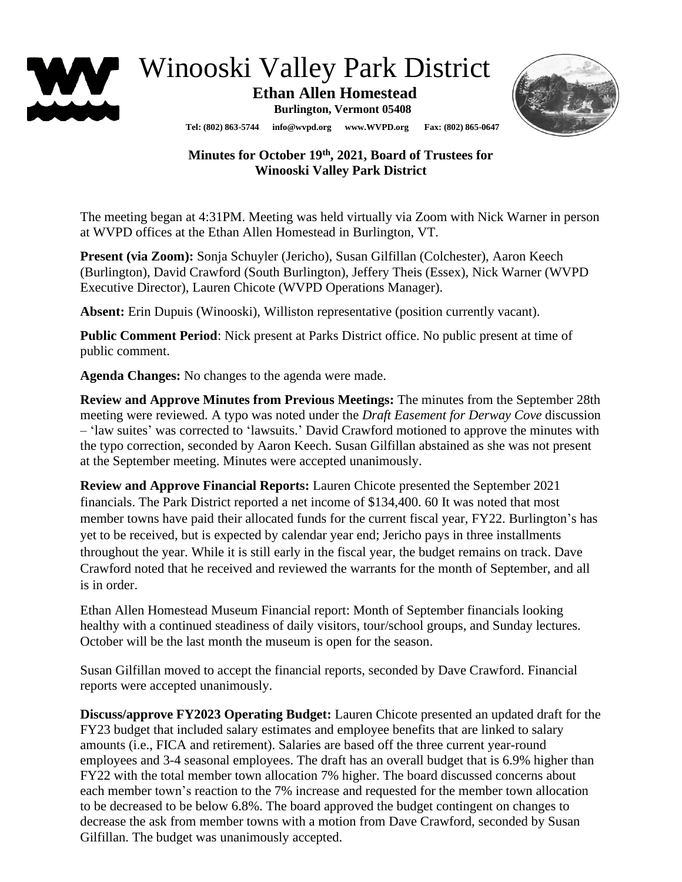# Winooski Valley Park District

**Ethan Allen Homestead**

**Burlington, Vermont 05408**

**Tel: (802) 863-5744 info@wvpd.org www.WVPD.org Fax: (802) 865-0647**

## Minutes for October 19th, 2021, Board of Trustees for Winooski Valley Park District

The meeting began at 4:31PM. Meeting was held virtually via Zoom with Nick Warner in person at WVPD offices at the Ethan Allen Homestead in Burlington, VT.

**Present (via Zoom):** Sonja Schuyler (Jericho), Susan Gilfillan (Colchester), Aaron Keech (Burlington), David Crawford (South Burlington), Jeffery Theis (Essex), Nick Warner (WVPD Executive Director), Lauren Chicote (WVPD Operations Manager).

**Absent:** Erin Dupuis (Winooski), Williston representative (position currently vacant).

**Public Comment Period**: Nick present at Parks District office. No public present at time of public comment.

**Agenda Changes:** No changes to the agenda were made.

**Review and Approve Minutes from Previous Meetings:** The minutes from the September 28th meeting were reviewed. A typo was noted under the *Draft Easement for Derway Cove* discussion – 'law suites' was corrected to 'lawsuits.' David Crawford motioned to approve the minutes with the typo correction, seconded by Aaron Keech. Susan Gilfillan abstained as she was not present at the September meeting. Minutes were accepted unanimously.

**Review and Approve Financial Reports:** Lauren Chicote presented the September 2021 financials. The Park District reported a net income of $134,400. 60 It was noted that most member towns have paid their allocated funds for the current fiscal year, FY22. Burlington's has yet to be received, but is expected by calendar year end; Jericho pays in three installments throughout the year. While it is still early in the fiscal year, the budget remains on track. Dave Crawford noted that he received and reviewed the warrants for the month of September, and all is in order.

Ethan Allen Homestead Museum Financial report: Month of September financials looking healthy with a continued steadiness of daily visitors, tour/school groups, and Sunday lectures. October will be the last month the museum is open for the season.

Susan Gilfillan moved to accept the financial reports, seconded by Dave Crawford. Financial reports were accepted unanimously.

**Discuss/approve FY2023 Operating Budget:** Lauren Chicote presented an updated draft for the FY23 budget that included salary estimates and employee benefits that are linked to salary amounts (i.e., FICA and retirement). Salaries are based off the three current year-round employees and 3-4 seasonal employees. The draft has an overall budget that is 6.9% higher than FY22 with the total member town allocation 7% higher. The board discussed concerns about each member town's reaction to the 7% increase and requested for the member town allocation to be decreased to be below 6.8%. The board approved the budget contingent on changes to decrease the ask from member towns with a motion from Dave Crawford, seconded by Susan Gilfillan. The budget was unanimously accepted.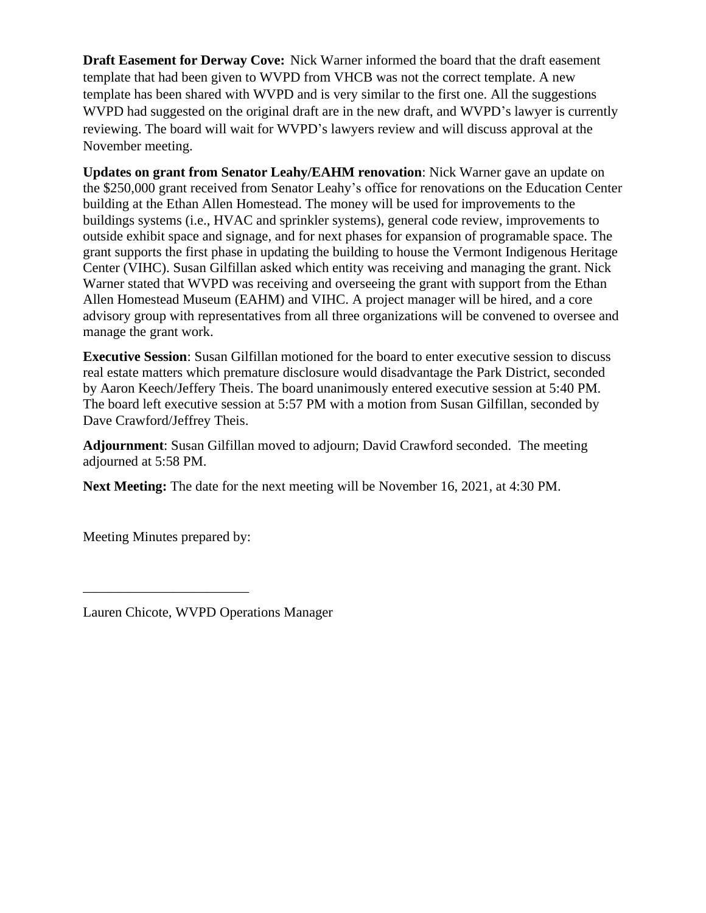**Draft Easement for Derway Cove:** Nick Warner informed the board that the draft easement template that had been given to WVPD from VHCB was not the correct template. A new template has been shared with WVPD and is very similar to the first one. All the suggestions WVPD had suggested on the original draft are in the new draft, and WVPD's lawyer is currently reviewing. The board will wait for WVPD's lawyers review and will discuss approval at the November meeting.

**Updates on grant from Senator Leahy/EAHM renovation**: Nick Warner gave an update on the $250,000 grant received from Senator Leahy's office for renovations on the Education Center building at the Ethan Allen Homestead. The money will be used for improvements to the buildings systems (i.e., HVAC and sprinkler systems), general code review, improvements to outside exhibit space and signage, and for next phases for expansion of programable space. The grant supports the first phase in updating the building to house the Vermont Indigenous Heritage Center (VIHC). Susan Gilfillan asked which entity was receiving and managing the grant. Nick Warner stated that WVPD was receiving and overseeing the grant with support from the Ethan Allen Homestead Museum (EAHM) and VIHC. A project manager will be hired, and a core advisory group with representatives from all three organizations will be convened to oversee and manage the grant work.

**Executive Session**: Susan Gilfillan motioned for the board to enter executive session to discuss real estate matters which premature disclosure would disadvantage the Park District, seconded by Aaron Keech/Jeffery Theis. The board unanimously entered executive session at 5:40 PM. The board left executive session at 5:57 PM with a motion from Susan Gilfillan, seconded by Dave Crawford/Jeffrey Theis.

**Adjournment**: Susan Gilfillan moved to adjourn; David Crawford seconded. The meeting adjourned at 5:58 PM.

**Next Meeting:** The date for the next meeting will be November 16, 2021, at 4:30 PM.

Meeting Minutes prepared by:

________________________

Lauren Chicote, WVPD Operations Manager